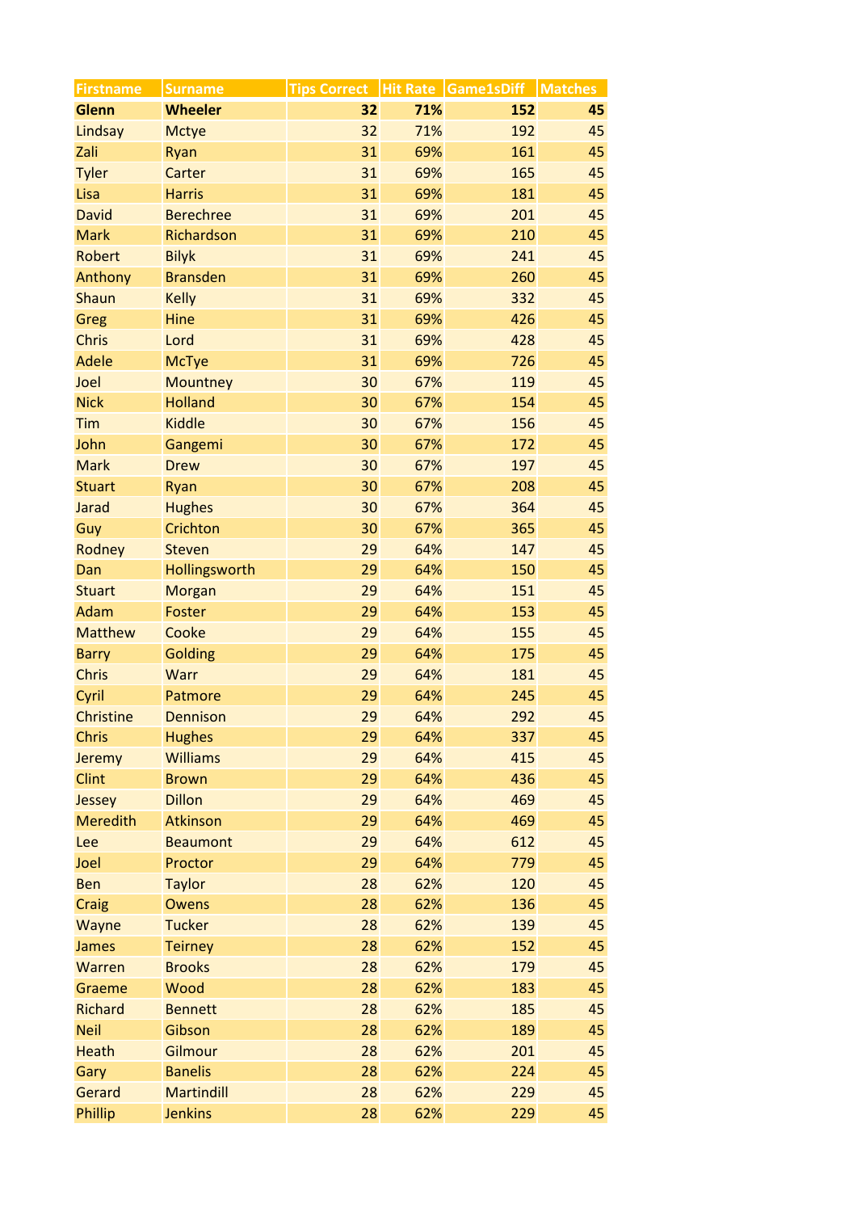| Firstname | Surname | Tips Correct | Hit Rate | Game1sDiff | Matches |
|---|---|---|---|---|---|
| **Glenn** | **Wheeler** | **32** | **71%** | **152** | **45** |
| Lindsay | Mctye | 32 | 71% | 192 | 45 |
| Zali | Ryan | 31 | 69% | 161 | 45 |
| Tyler | Carter | 31 | 69% | 165 | 45 |
| Lisa | Harris | 31 | 69% | 181 | 45 |
| David | Berechree | 31 | 69% | 201 | 45 |
| Mark | Richardson | 31 | 69% | 210 | 45 |
| Robert | Bilyk | 31 | 69% | 241 | 45 |
| Anthony | Bransden | 31 | 69% | 260 | 45 |
| Shaun | Kelly | 31 | 69% | 332 | 45 |
| Greg | Hine | 31 | 69% | 426 | 45 |
| Chris | Lord | 31 | 69% | 428 | 45 |
| Adele | McTye | 31 | 69% | 726 | 45 |
| Joel | Mountney | 30 | 67% | 119 | 45 |
| Nick | Holland | 30 | 67% | 154 | 45 |
| Tim | Kiddle | 30 | 67% | 156 | 45 |
| John | Gangemi | 30 | 67% | 172 | 45 |
| Mark | Drew | 30 | 67% | 197 | 45 |
| Stuart | Ryan | 30 | 67% | 208 | 45 |
| Jarad | Hughes | 30 | 67% | 364 | 45 |
| Guy | Crichton | 30 | 67% | 365 | 45 |
| Rodney | Steven | 29 | 64% | 147 | 45 |
| Dan | Hollingsworth | 29 | 64% | 150 | 45 |
| Stuart | Morgan | 29 | 64% | 151 | 45 |
| Adam | Foster | 29 | 64% | 153 | 45 |
| Matthew | Cooke | 29 | 64% | 155 | 45 |
| Barry | Golding | 29 | 64% | 175 | 45 |
| Chris | Warr | 29 | 64% | 181 | 45 |
| Cyril | Patmore | 29 | 64% | 245 | 45 |
| Christine | Dennison | 29 | 64% | 292 | 45 |
| Chris | Hughes | 29 | 64% | 337 | 45 |
| Jeremy | Williams | 29 | 64% | 415 | 45 |
| Clint | Brown | 29 | 64% | 436 | 45 |
| Jessey | Dillon | 29 | 64% | 469 | 45 |
| Meredith | Atkinson | 29 | 64% | 469 | 45 |
| Lee | Beaumont | 29 | 64% | 612 | 45 |
| Joel | Proctor | 29 | 64% | 779 | 45 |
| Ben | Taylor | 28 | 62% | 120 | 45 |
| Craig | Owens | 28 | 62% | 136 | 45 |
| Wayne | Tucker | 28 | 62% | 139 | 45 |
| James | Teirney | 28 | 62% | 152 | 45 |
| Warren | Brooks | 28 | 62% | 179 | 45 |
| Graeme | Wood | 28 | 62% | 183 | 45 |
| Richard | Bennett | 28 | 62% | 185 | 45 |
| Neil | Gibson | 28 | 62% | 189 | 45 |
| Heath | Gilmour | 28 | 62% | 201 | 45 |
| Gary | Banelis | 28 | 62% | 224 | 45 |
| Gerard | Martindill | 28 | 62% | 229 | 45 |
| Phillip | Jenkins | 28 | 62% | 229 | 45 |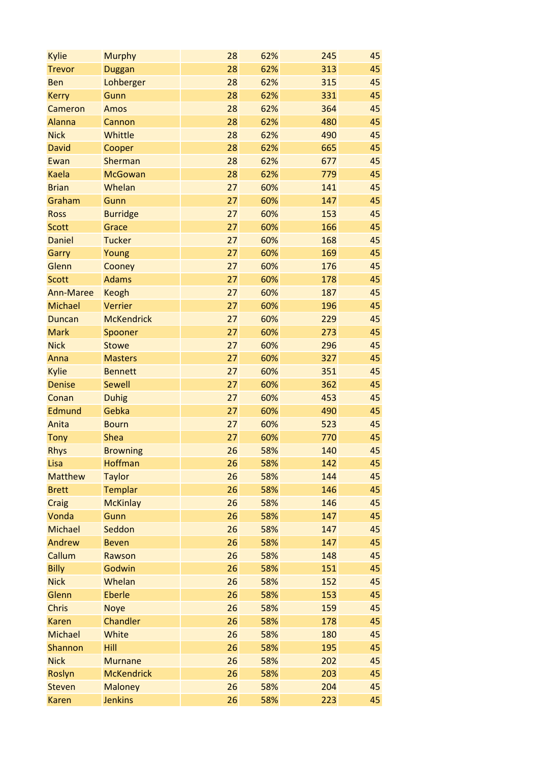| | | | | | |
|---|---|---|---|---|---|
| Kylie | Murphy | 28 | 62% | 245 | 45 |
| Trevor | Duggan | 28 | 62% | 313 | 45 |
| Ben | Lohberger | 28 | 62% | 315 | 45 |
| Kerry | Gunn | 28 | 62% | 331 | 45 |
| Cameron | Amos | 28 | 62% | 364 | 45 |
| Alanna | Cannon | 28 | 62% | 480 | 45 |
| Nick | Whittle | 28 | 62% | 490 | 45 |
| David | Cooper | 28 | 62% | 665 | 45 |
| Ewan | Sherman | 28 | 62% | 677 | 45 |
| Kaela | McGowan | 28 | 62% | 779 | 45 |
| Brian | Whelan | 27 | 60% | 141 | 45 |
| Graham | Gunn | 27 | 60% | 147 | 45 |
| Ross | Burridge | 27 | 60% | 153 | 45 |
| Scott | Grace | 27 | 60% | 166 | 45 |
| Daniel | Tucker | 27 | 60% | 168 | 45 |
| Garry | Young | 27 | 60% | 169 | 45 |
| Glenn | Cooney | 27 | 60% | 176 | 45 |
| Scott | Adams | 27 | 60% | 178 | 45 |
| Ann-Maree | Keogh | 27 | 60% | 187 | 45 |
| Michael | Verrier | 27 | 60% | 196 | 45 |
| Duncan | McKendrick | 27 | 60% | 229 | 45 |
| Mark | Spooner | 27 | 60% | 273 | 45 |
| Nick | Stowe | 27 | 60% | 296 | 45 |
| Anna | Masters | 27 | 60% | 327 | 45 |
| Kylie | Bennett | 27 | 60% | 351 | 45 |
| Denise | Sewell | 27 | 60% | 362 | 45 |
| Conan | Duhig | 27 | 60% | 453 | 45 |
| Edmund | Gebka | 27 | 60% | 490 | 45 |
| Anita | Bourn | 27 | 60% | 523 | 45 |
| Tony | Shea | 27 | 60% | 770 | 45 |
| Rhys | Browning | 26 | 58% | 140 | 45 |
| Lisa | Hoffman | 26 | 58% | 142 | 45 |
| Matthew | Taylor | 26 | 58% | 144 | 45 |
| Brett | Templar | 26 | 58% | 146 | 45 |
| Craig | McKinlay | 26 | 58% | 146 | 45 |
| Vonda | Gunn | 26 | 58% | 147 | 45 |
| Michael | Seddon | 26 | 58% | 147 | 45 |
| Andrew | Beven | 26 | 58% | 147 | 45 |
| Callum | Rawson | 26 | 58% | 148 | 45 |
| Billy | Godwin | 26 | 58% | 151 | 45 |
| Nick | Whelan | 26 | 58% | 152 | 45 |
| Glenn | Eberle | 26 | 58% | 153 | 45 |
| Chris | Noye | 26 | 58% | 159 | 45 |
| Karen | Chandler | 26 | 58% | 178 | 45 |
| Michael | White | 26 | 58% | 180 | 45 |
| Shannon | Hill | 26 | 58% | 195 | 45 |
| Nick | Murnane | 26 | 58% | 202 | 45 |
| Roslyn | McKendrick | 26 | 58% | 203 | 45 |
| Steven | Maloney | 26 | 58% | 204 | 45 |
| Karen | Jenkins | 26 | 58% | 223 | 45 |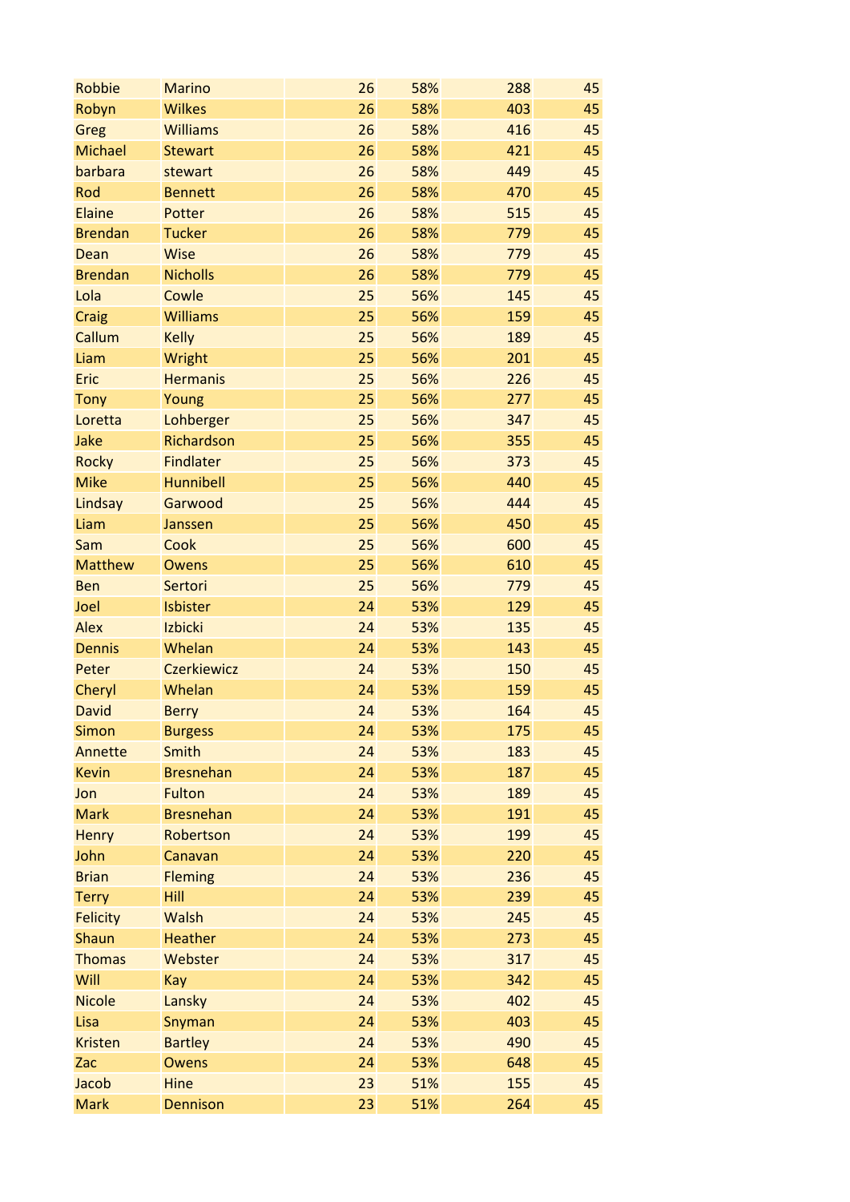| | | | | | |
|---|---|---|---|---|---|
| Robbie | Marino | 26 | 58% | 288 | 45 |
| Robyn | Wilkes | 26 | 58% | 403 | 45 |
| Greg | Williams | 26 | 58% | 416 | 45 |
| Michael | Stewart | 26 | 58% | 421 | 45 |
| barbara | stewart | 26 | 58% | 449 | 45 |
| Rod | Bennett | 26 | 58% | 470 | 45 |
| Elaine | Potter | 26 | 58% | 515 | 45 |
| Brendan | Tucker | 26 | 58% | 779 | 45 |
| Dean | Wise | 26 | 58% | 779 | 45 |
| Brendan | Nicholls | 26 | 58% | 779 | 45 |
| Lola | Cowle | 25 | 56% | 145 | 45 |
| Craig | Williams | 25 | 56% | 159 | 45 |
| Callum | Kelly | 25 | 56% | 189 | 45 |
| Liam | Wright | 25 | 56% | 201 | 45 |
| Eric | Hermanis | 25 | 56% | 226 | 45 |
| Tony | Young | 25 | 56% | 277 | 45 |
| Loretta | Lohberger | 25 | 56% | 347 | 45 |
| Jake | Richardson | 25 | 56% | 355 | 45 |
| Rocky | Findlater | 25 | 56% | 373 | 45 |
| Mike | Hunnibell | 25 | 56% | 440 | 45 |
| Lindsay | Garwood | 25 | 56% | 444 | 45 |
| Liam | Janssen | 25 | 56% | 450 | 45 |
| Sam | Cook | 25 | 56% | 600 | 45 |
| Matthew | Owens | 25 | 56% | 610 | 45 |
| Ben | Sertori | 25 | 56% | 779 | 45 |
| Joel | Isbister | 24 | 53% | 129 | 45 |
| Alex | Izbicki | 24 | 53% | 135 | 45 |
| Dennis | Whelan | 24 | 53% | 143 | 45 |
| Peter | Czerkiewicz | 24 | 53% | 150 | 45 |
| Cheryl | Whelan | 24 | 53% | 159 | 45 |
| David | Berry | 24 | 53% | 164 | 45 |
| Simon | Burgess | 24 | 53% | 175 | 45 |
| Annette | Smith | 24 | 53% | 183 | 45 |
| Kevin | Bresnehan | 24 | 53% | 187 | 45 |
| Jon | Fulton | 24 | 53% | 189 | 45 |
| Mark | Bresnehan | 24 | 53% | 191 | 45 |
| Henry | Robertson | 24 | 53% | 199 | 45 |
| John | Canavan | 24 | 53% | 220 | 45 |
| Brian | Fleming | 24 | 53% | 236 | 45 |
| Terry | Hill | 24 | 53% | 239 | 45 |
| Felicity | Walsh | 24 | 53% | 245 | 45 |
| Shaun | Heather | 24 | 53% | 273 | 45 |
| Thomas | Webster | 24 | 53% | 317 | 45 |
| Will | Kay | 24 | 53% | 342 | 45 |
| Nicole | Lansky | 24 | 53% | 402 | 45 |
| Lisa | Snyman | 24 | 53% | 403 | 45 |
| Kristen | Bartley | 24 | 53% | 490 | 45 |
| Zac | Owens | 24 | 53% | 648 | 45 |
| Jacob | Hine | 23 | 51% | 155 | 45 |
| Mark | Dennison | 23 | 51% | 264 | 45 |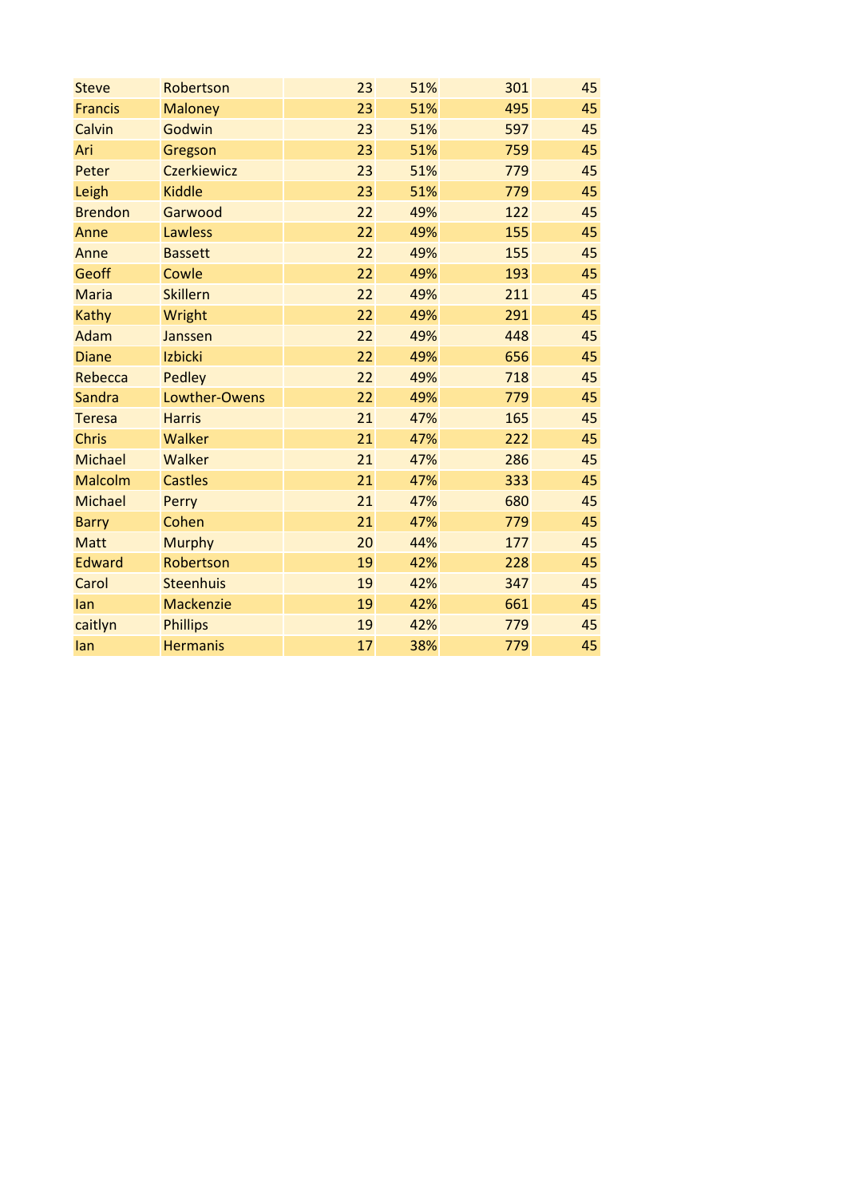| | | | | | |
|---|---|---|---|---|---|
| Steve | Robertson | 23 | 51% | 301 | 45 |
| Francis | Maloney | 23 | 51% | 495 | 45 |
| Calvin | Godwin | 23 | 51% | 597 | 45 |
| Ari | Gregson | 23 | 51% | 759 | 45 |
| Peter | Czerkiewicz | 23 | 51% | 779 | 45 |
| Leigh | Kiddle | 23 | 51% | 779 | 45 |
| Brendon | Garwood | 22 | 49% | 122 | 45 |
| Anne | Lawless | 22 | 49% | 155 | 45 |
| Anne | Bassett | 22 | 49% | 155 | 45 |
| Geoff | Cowle | 22 | 49% | 193 | 45 |
| Maria | Skillern | 22 | 49% | 211 | 45 |
| Kathy | Wright | 22 | 49% | 291 | 45 |
| Adam | Janssen | 22 | 49% | 448 | 45 |
| Diane | Izbicki | 22 | 49% | 656 | 45 |
| Rebecca | Pedley | 22 | 49% | 718 | 45 |
| Sandra | Lowther-Owens | 22 | 49% | 779 | 45 |
| Teresa | Harris | 21 | 47% | 165 | 45 |
| Chris | Walker | 21 | 47% | 222 | 45 |
| Michael | Walker | 21 | 47% | 286 | 45 |
| Malcolm | Castles | 21 | 47% | 333 | 45 |
| Michael | Perry | 21 | 47% | 680 | 45 |
| Barry | Cohen | 21 | 47% | 779 | 45 |
| Matt | Murphy | 20 | 44% | 177 | 45 |
| Edward | Robertson | 19 | 42% | 228 | 45 |
| Carol | Steenhuis | 19 | 42% | 347 | 45 |
| Ian | Mackenzie | 19 | 42% | 661 | 45 |
| caitlyn | Phillips | 19 | 42% | 779 | 45 |
| Ian | Hermanis | 17 | 38% | 779 | 45 |